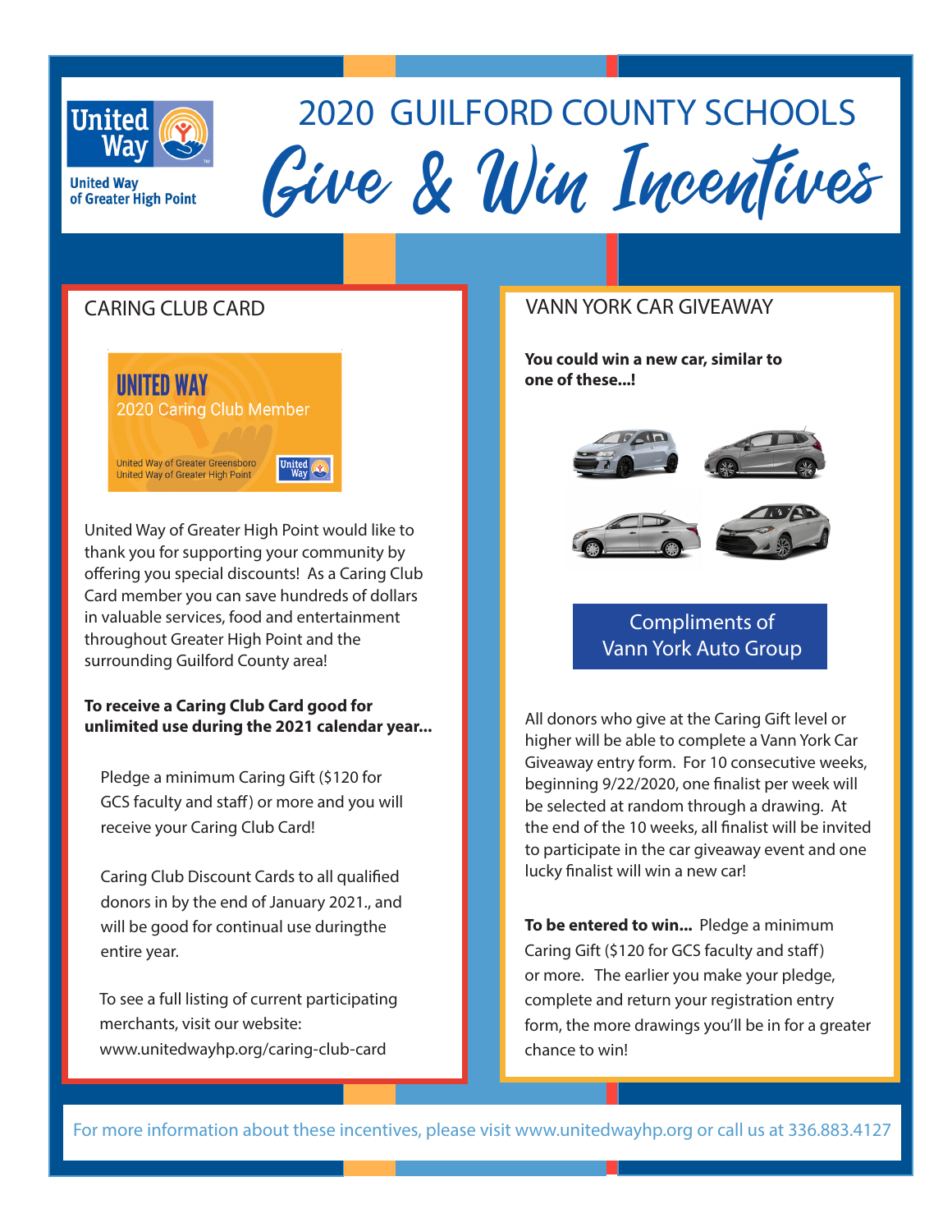United Way
United Way of Greater High Point

# 2020 GUILFORD COUNTY SCHOOLS

# *Give & Win Incentives*

## CARING CLUB CARD

UNITED WAY
2020 Caring Club Member
United Way of Greater Greensboro
United Way of Greater High Point

United Way of Greater High Point would like to thank you for supporting your community by offering you special discounts! As a Caring Club Card member you can save hundreds of dollars in valuable services, food and entertainment throughout Greater High Point and the surrounding Guilford County area!

**To receive a Caring Club Card good for unlimited use during the 2021 calendar year...**

Pledge a minimum Caring Gift ($120 for GCS faculty and staff) or more and you will receive your Caring Club Card!

Caring Club Discount Cards to all qualified donors in by the end of January 2021., and will be good for continual use duringthe entire year.

To see a full listing of current participating merchants, visit our website: www.unitedwayhp.org/caring-club-card

## VANN YORK CAR GIVEAWAY

**You could win a new car, similar to one of these...!**

Compliments of Vann York Auto Group

All donors who give at the Caring Gift level or higher will be able to complete a Vann York Car Giveaway entry form. For 10 consecutive weeks, beginning 9/22/2020, one finalist per week will be selected at random through a drawing. At the end of the 10 weeks, all finalist will be invited to participate in the car giveaway event and one lucky finalist will win a new car!

**To be entered to win...** Pledge a minimum Caring Gift ($120 for GCS faculty and staff) or more. The earlier you make your pledge, complete and return your registration entry form, the more drawings you'll be in for a greater chance to win!

For more information about these incentives, please visit www.unitedwayhp.org or call us at 336.883.4127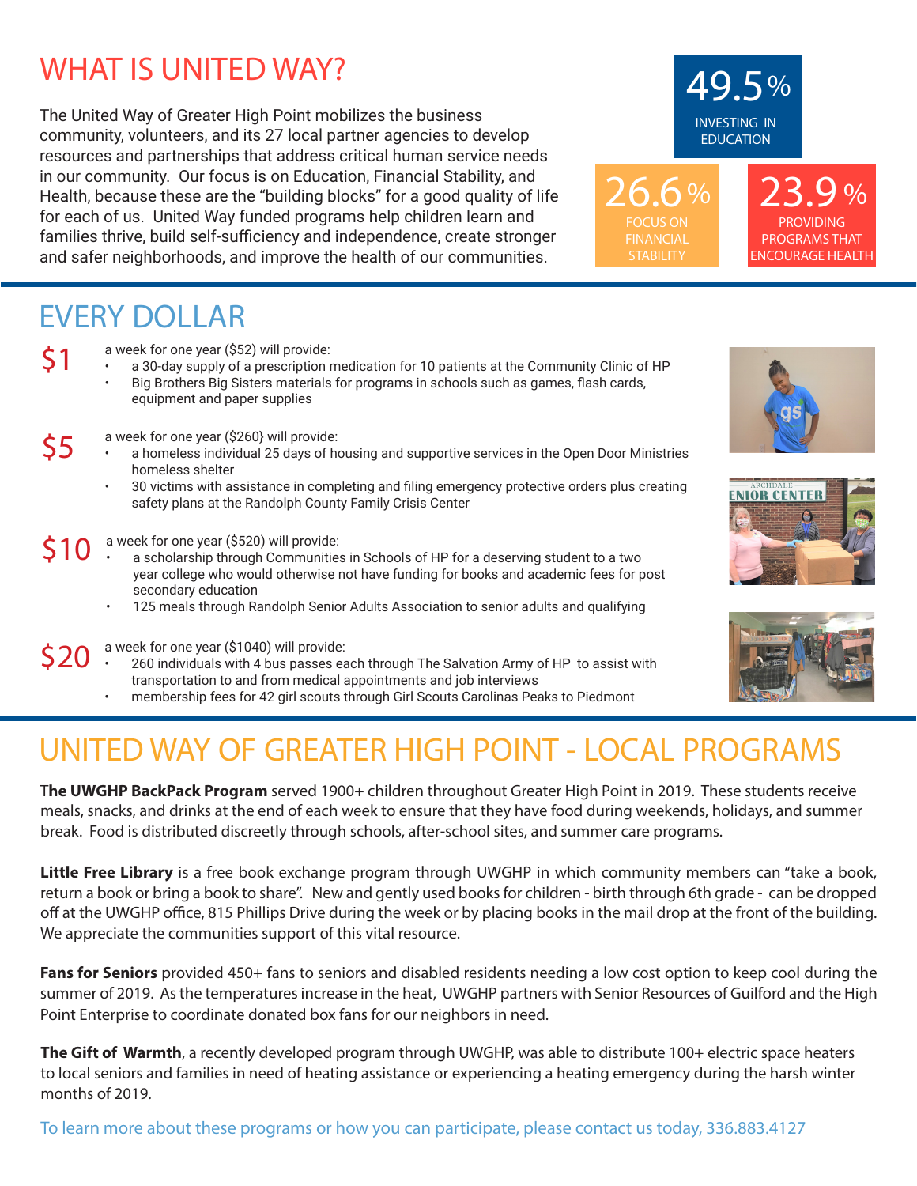# WHAT IS UNITED WAY?

The United Way of Greater High Point mobilizes the business community, volunteers, and its 27 local partner agencies to develop resources and partnerships that address critical human service needs in our community. Our focus is on Education, Financial Stability, and Health, because these are the "building blocks" for a good quality of life for each of us. United Way funded programs help children learn and families thrive, build self-sufficiency and independence, create stronger and safer neighborhoods, and improve the health of our communities.

49.5% INVESTING IN EDUCATION

26.6% FOCUS ON FINANCIAL STABILITY

23.9% PROVIDING PROGRAMS THAT ENCOURAGE HEALTH

# EVERY DOLLAR

**$1** a week for one year ($52) will provide:

- a 30-day supply of a prescription medication for 10 patients at the Community Clinic of HP
- Big Brothers Big Sisters materials for programs in schools such as games, flash cards, equipment and paper supplies

**$5** a week for one year ($260} will provide:

- a homeless individual 25 days of housing and supportive services in the Open Door Ministries homeless shelter
- 30 victims with assistance in completing and filing emergency protective orders plus creating safety plans at the Randolph County Family Crisis Center

**$10** a week for one year ($520) will provide:

- a scholarship through Communities in Schools of HP for a deserving student to a two year college who would otherwise not have funding for books and academic fees for post secondary education
- 125 meals through Randolph Senior Adults Association to senior adults and qualifying

**$20** a week for one year ($1040) will provide:

- 260 individuals with 4 bus passes each through The Salvation Army of HP to assist with transportation to and from medical appointments and job interviews
- membership fees for 42 girl scouts through Girl Scouts Carolinas Peaks to Piedmont

# UNITED WAY OF GREATER HIGH POINT - LOCAL PROGRAMS

T**he UWGHP BackPack Program** served 1900+ children throughout Greater High Point in 2019. These students receive meals, snacks, and drinks at the end of each week to ensure that they have food during weekends, holidays, and summer break. Food is distributed discreetly through schools, after-school sites, and summer care programs.

**Little Free Library** is a free book exchange program through UWGHP in which community members can "take a book, return a book or bring a book to share". New and gently used books for children - birth through 6th grade - can be dropped off at the UWGHP office, 815 Phillips Drive during the week or by placing books in the mail drop at the front of the building. We appreciate the communities support of this vital resource.

**Fans for Seniors** provided 450+ fans to seniors and disabled residents needing a low cost option to keep cool during the summer of 2019. As the temperatures increase in the heat, UWGHP partners with Senior Resources of Guilford and the High Point Enterprise to coordinate donated box fans for our neighbors in need.

**The Gift of Warmth**, a recently developed program through UWGHP, was able to distribute 100+ electric space heaters to local seniors and families in need of heating assistance or experiencing a heating emergency during the harsh winter months of 2019.

To learn more about these programs or how you can participate, please contact us today, 336.883.4127